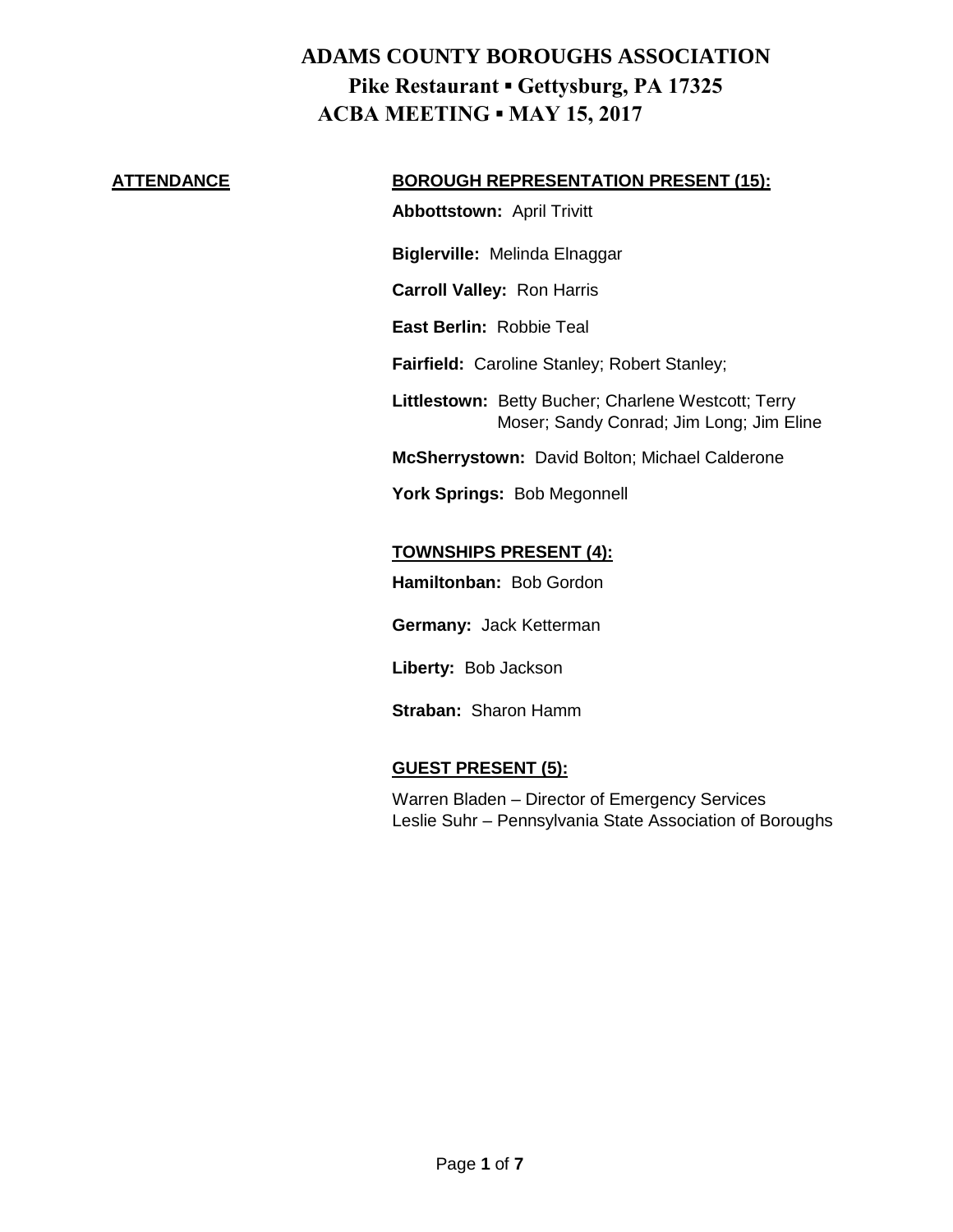# ADAMS COUNTY BOROUGHS ASSOCIATION

## Pike Restaurant ▪ Gettysburg, PA 17325

## ACBA MEETING ▪ MAY 15, 2017

**ATTENDANCE**

**BOROUGH REPRESENTATION PRESENT (15):**

**Abbottstown:** April Trivitt

**Biglerville:** Melinda Elnaggar

**Carroll Valley:** Ron Harris

**East Berlin:** Robbie Teal

**Fairfield:** Caroline Stanley; Robert Stanley;

**Littlestown:** Betty Bucher; Charlene Westcott; Terry Moser; Sandy Conrad; Jim Long; Jim Eline

**McSherrystown:** David Bolton; Michael Calderone

**York Springs:** Bob Megonnell

**TOWNSHIPS PRESENT (4):**

**Hamiltonban:** Bob Gordon

**Germany:** Jack Ketterman

**Liberty:** Bob Jackson

**Straban:** Sharon Hamm

**GUEST PRESENT (5):**

Warren Bladen – Director of Emergency Services
Leslie Suhr – Pennsylvania State Association of Boroughs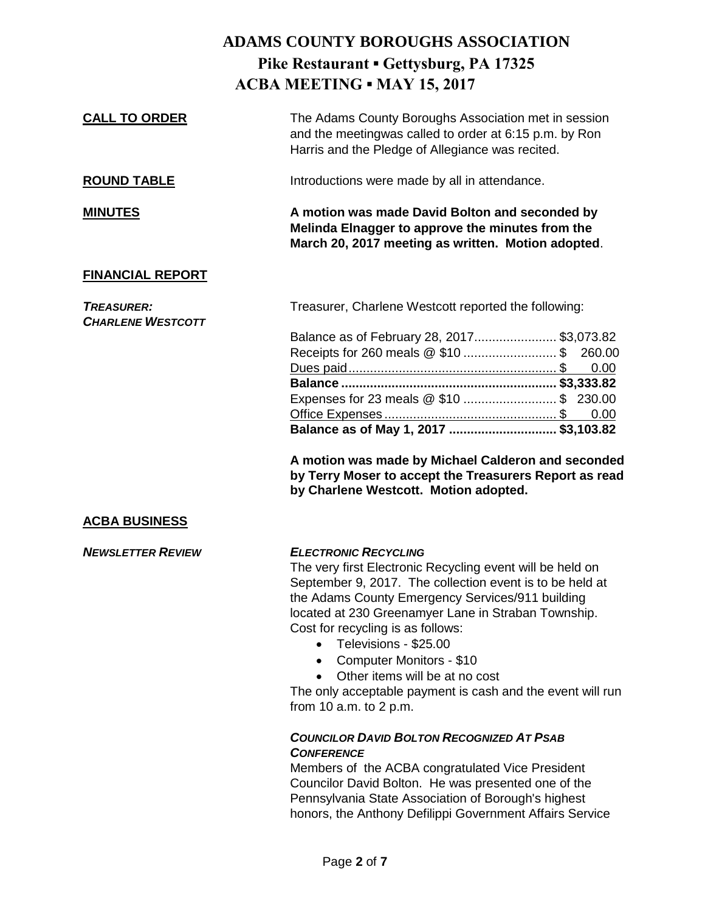# ADAMS COUNTY BOROUGHS ASSOCIATION

## Pike Restaurant ▪ Gettysburg, PA 17325

## ACBA MEETING ▪ MAY 15, 2017

**CALL TO ORDER**

The Adams County Boroughs Association met in session and the meetingwas called to order at 6:15 p.m. by Ron Harris and the Pledge of Allegiance was recited.

**ROUND TABLE**

Introductions were made by all in attendance.

**MINUTES**

**A motion was made David Bolton and seconded by Melinda Elnagger to approve the minutes from the March 20, 2017 meeting as written. Motion adopted**.

**FINANCIAL REPORT**

***TREASURER: CHARLENE WESTCOTT***

Treasurer, Charlene Westcott reported the following:

| | |
|---|---|
| Balance as of February 28, 2017 | $3,073.82 |
| Receipts for 260 meals @ $10 | $ 260.00 |
| Dues paid | $ 0.00 |
| **Balance** | **$3,333.82** |
| Expenses for 23 meals @ $10 | $ 230.00 |
| Office Expenses | $ 0.00 |
| **Balance as of May 1, 2017** | **$3,103.82** |

**A motion was made by Michael Calderon and seconded by Terry Moser to accept the Treasurers Report as read by Charlene Westcott. Motion adopted.**

**ACBA BUSINESS**

***NEWSLETTER REVIEW***

***ELECTRONIC RECYCLING***

The very first Electronic Recycling event will be held on September 9, 2017. The collection event is to be held at the Adams County Emergency Services/911 building located at 230 Greenamyer Lane in Straban Township. Cost for recycling is as follows:

- Televisions - $25.00
- Computer Monitors - $10
- Other items will be at no cost

The only acceptable payment is cash and the event will run from 10 a.m. to 2 p.m.

***COUNCILOR DAVID BOLTON RECOGNIZED AT PSAB CONFERENCE***

Members of the ACBA congratulated Vice President Councilor David Bolton. He was presented one of the Pennsylvania State Association of Borough's highest honors, the Anthony Defilippi Government Affairs Service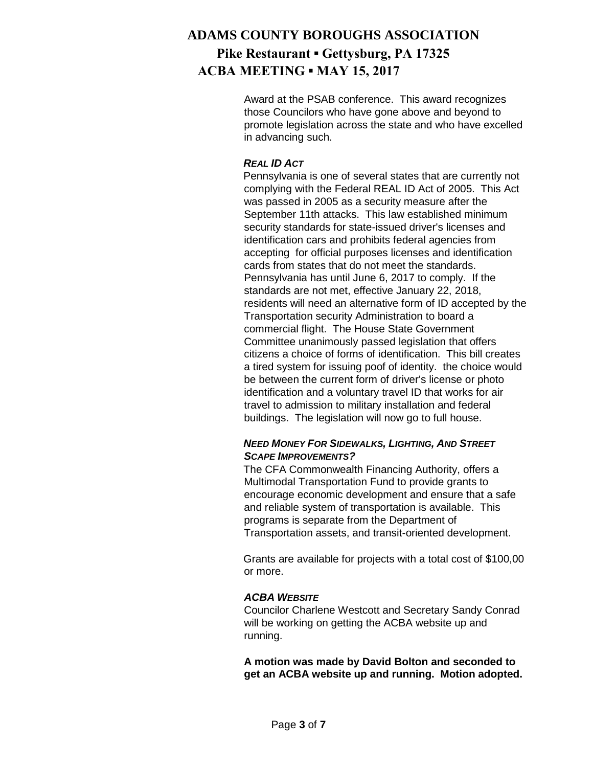Award at the PSAB conference. This award recognizes those Councilors who have gone above and beyond to promote legislation across the state and who have excelled in advancing such.

***REAL ID ACT***

Pennsylvania is one of several states that are currently not complying with the Federal REAL ID Act of 2005. This Act was passed in 2005 as a security measure after the September 11th attacks. This law established minimum security standards for state-issued driver's licenses and identification cars and prohibits federal agencies from accepting for official purposes licenses and identification cards from states that do not meet the standards. Pennsylvania has until June 6, 2017 to comply. If the standards are not met, effective January 22, 2018, residents will need an alternative form of ID accepted by the Transportation security Administration to board a commercial flight. The House State Government Committee unanimously passed legislation that offers citizens a choice of forms of identification. This bill creates a tired system for issuing poof of identity. the choice would be between the current form of driver's license or photo identification and a voluntary travel ID that works for air travel to admission to military installation and federal buildings. The legislation will now go to full house.

***NEED MONEY FOR SIDEWALKS, LIGHTING, AND STREET SCAPE IMPROVEMENTS?***

The CFA Commonwealth Financing Authority, offers a Multimodal Transportation Fund to provide grants to encourage economic development and ensure that a safe and reliable system of transportation is available. This programs is separate from the Department of Transportation assets, and transit-oriented development.

Grants are available for projects with a total cost of $100,00 or more.

***ACBA WEBSITE***

Councilor Charlene Westcott and Secretary Sandy Conrad will be working on getting the ACBA website up and running.

**A motion was made by David Bolton and seconded to get an ACBA website up and running. Motion adopted.**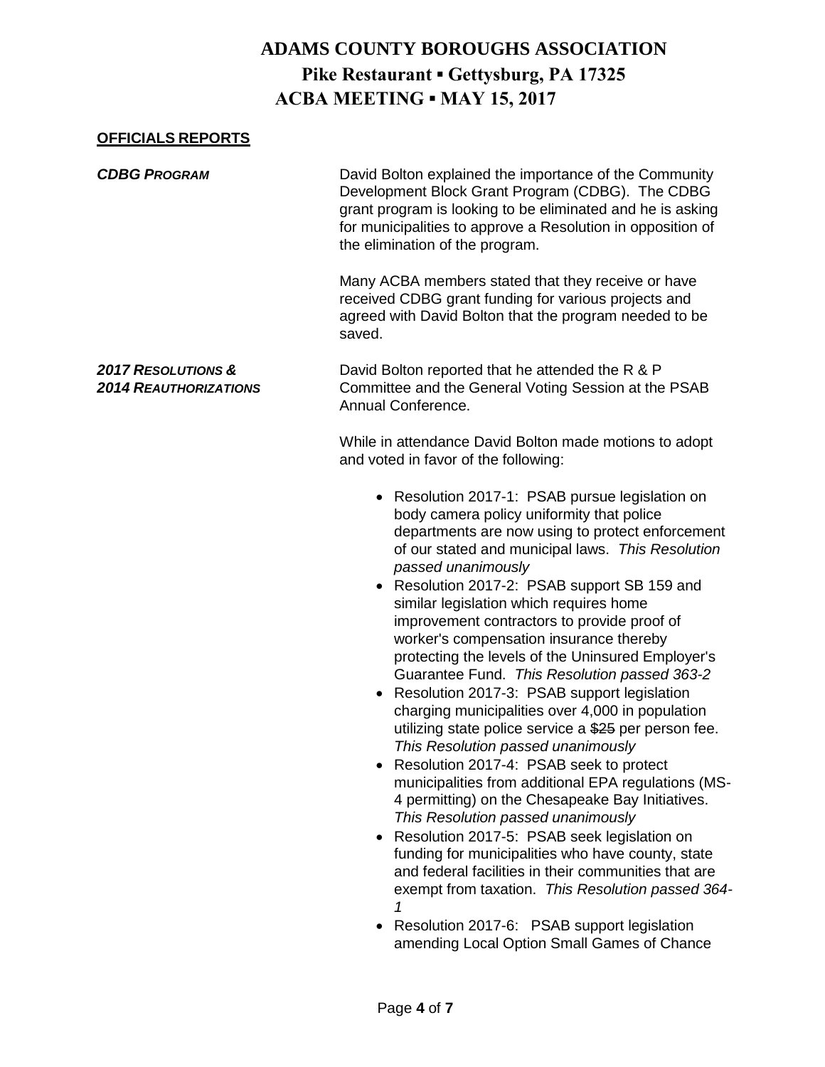# ADAMS COUNTY BOROUGHS ASSOCIATION

## Pike Restaurant ▪ Gettysburg, PA 17325

## ACBA MEETING ▪ MAY 15, 2017

**OFFICIALS REPORTS**

***CDBG PROGRAM***

David Bolton explained the importance of the Community Development Block Grant Program (CDBG). The CDBG grant program is looking to be eliminated and he is asking for municipalities to approve a Resolution in opposition of the elimination of the program.

Many ACBA members stated that they receive or have received CDBG grant funding for various projects and agreed with David Bolton that the program needed to be saved.

***2017 RESOLUTIONS & 2014 REAUTHORIZATIONS***

David Bolton reported that he attended the R & P Committee and the General Voting Session at the PSAB Annual Conference.

While in attendance David Bolton made motions to adopt and voted in favor of the following:

- Resolution 2017-1: PSAB pursue legislation on body camera policy uniformity that police departments are now using to protect enforcement of our stated and municipal laws. *This Resolution passed unanimously*
- Resolution 2017-2: PSAB support SB 159 and similar legislation which requires home improvement contractors to provide proof of worker's compensation insurance thereby protecting the levels of the Uninsured Employer's Guarantee Fund. *This Resolution passed 363-2*
- Resolution 2017-3: PSAB support legislation charging municipalities over 4,000 in population utilizing state police service a ~~$25~~ per person fee. *This Resolution passed unanimously*
- Resolution 2017-4: PSAB seek to protect municipalities from additional EPA regulations (MS-4 permitting) on the Chesapeake Bay Initiatives. *This Resolution passed unanimously*
- Resolution 2017-5: PSAB seek legislation on funding for municipalities who have county, state and federal facilities in their communities that are exempt from taxation. *This Resolution passed 364-1*
- Resolution 2017-6: PSAB support legislation amending Local Option Small Games of Chance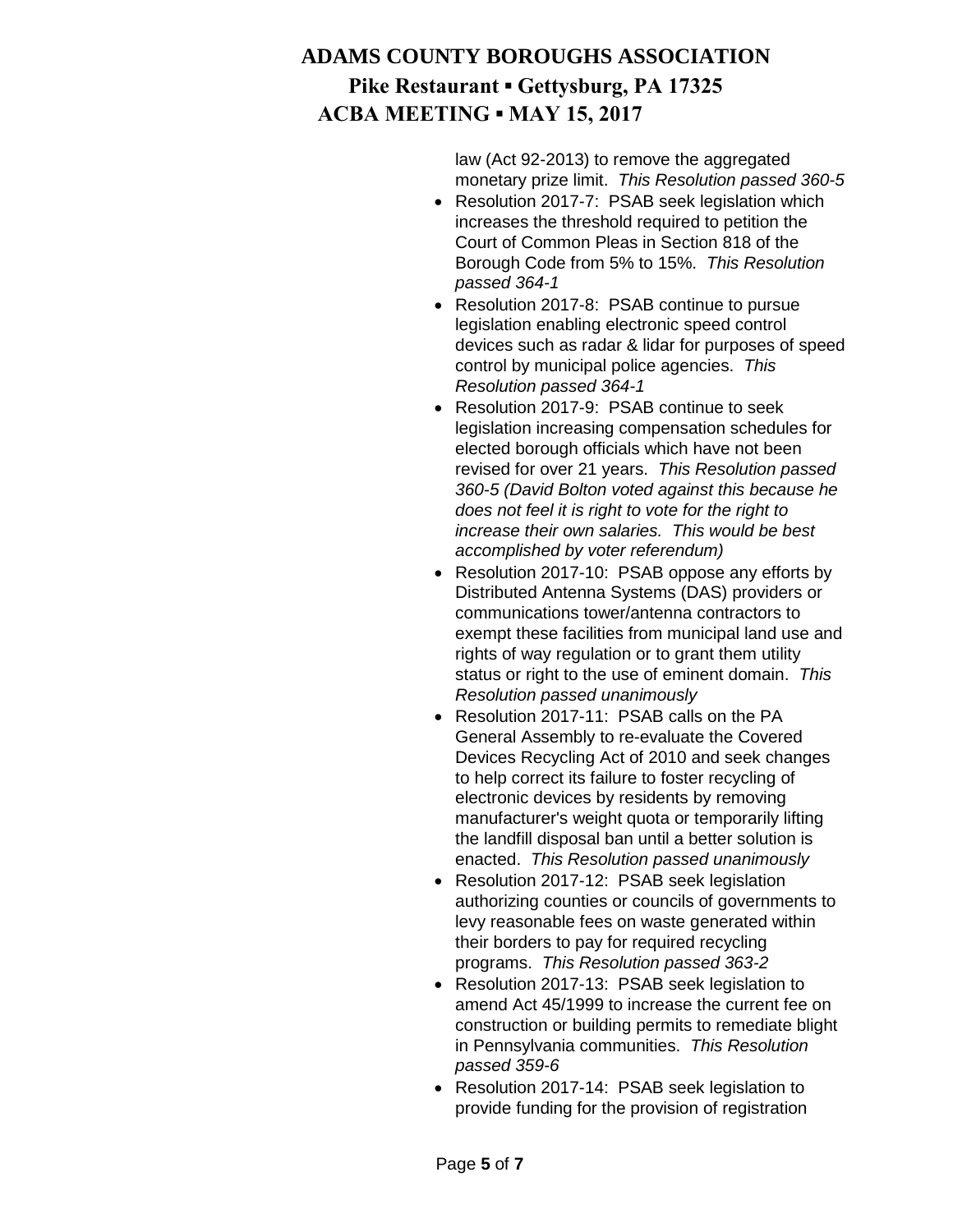law (Act 92-2013) to remove the aggregated monetary prize limit. *This Resolution passed 360-5*

- Resolution 2017-7: PSAB seek legislation which increases the threshold required to petition the Court of Common Pleas in Section 818 of the Borough Code from 5% to 15%. *This Resolution passed 364-1*
- Resolution 2017-8: PSAB continue to pursue legislation enabling electronic speed control devices such as radar & lidar for purposes of speed control by municipal police agencies. *This Resolution passed 364-1*
- Resolution 2017-9: PSAB continue to seek legislation increasing compensation schedules for elected borough officials which have not been revised for over 21 years. *This Resolution passed 360-5 (David Bolton voted against this because he does not feel it is right to vote for the right to increase their own salaries. This would be best accomplished by voter referendum)*
- Resolution 2017-10: PSAB oppose any efforts by Distributed Antenna Systems (DAS) providers or communications tower/antenna contractors to exempt these facilities from municipal land use and rights of way regulation or to grant them utility status or right to the use of eminent domain. *This Resolution passed unanimously*
- Resolution 2017-11: PSAB calls on the PA General Assembly to re-evaluate the Covered Devices Recycling Act of 2010 and seek changes to help correct its failure to foster recycling of electronic devices by residents by removing manufacturer's weight quota or temporarily lifting the landfill disposal ban until a better solution is enacted. *This Resolution passed unanimously*
- Resolution 2017-12: PSAB seek legislation authorizing counties or councils of governments to levy reasonable fees on waste generated within their borders to pay for required recycling programs. *This Resolution passed 363-2*
- Resolution 2017-13: PSAB seek legislation to amend Act 45/1999 to increase the current fee on construction or building permits to remediate blight in Pennsylvania communities. *This Resolution passed 359-6*
- Resolution 2017-14: PSAB seek legislation to provide funding for the provision of registration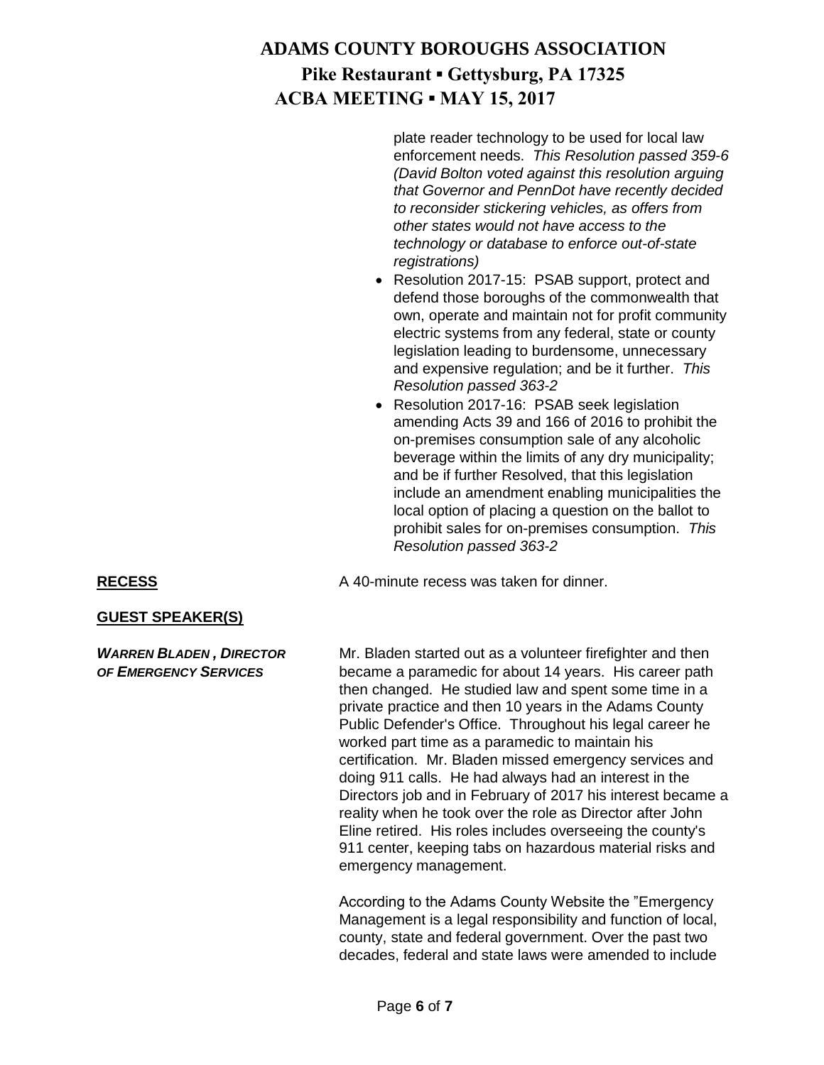plate reader technology to be used for local law enforcement needs. *This Resolution passed 359-6 (David Bolton voted against this resolution arguing that Governor and PennDot have recently decided to reconsider stickering vehicles, as offers from other states would not have access to the technology or database to enforce out-of-state registrations)*

- Resolution 2017-15: PSAB support, protect and defend those boroughs of the commonwealth that own, operate and maintain not for profit community electric systems from any federal, state or county legislation leading to burdensome, unnecessary and expensive regulation; and be it further. *This Resolution passed 363-2*
- Resolution 2017-16: PSAB seek legislation amending Acts 39 and 166 of 2016 to prohibit the on-premises consumption sale of any alcoholic beverage within the limits of any dry municipality; and be if further Resolved, that this legislation include an amendment enabling municipalities the local option of placing a question on the ballot to prohibit sales for on-premises consumption. *This Resolution passed 363-2*

**RECESS**

A 40-minute recess was taken for dinner.

**GUEST SPEAKER(S)**

***WARREN BLADEN , DIRECTOR OF EMERGENCY SERVICES***

Mr. Bladen started out as a volunteer firefighter and then became a paramedic for about 14 years. His career path then changed. He studied law and spent some time in a private practice and then 10 years in the Adams County Public Defender's Office. Throughout his legal career he worked part time as a paramedic to maintain his certification. Mr. Bladen missed emergency services and doing 911 calls. He had always had an interest in the Directors job and in February of 2017 his interest became a reality when he took over the role as Director after John Eline retired. His roles includes overseeing the county's 911 center, keeping tabs on hazardous material risks and emergency management.

According to the Adams County Website the "Emergency Management is a legal responsibility and function of local, county, state and federal government. Over the past two decades, federal and state laws were amended to include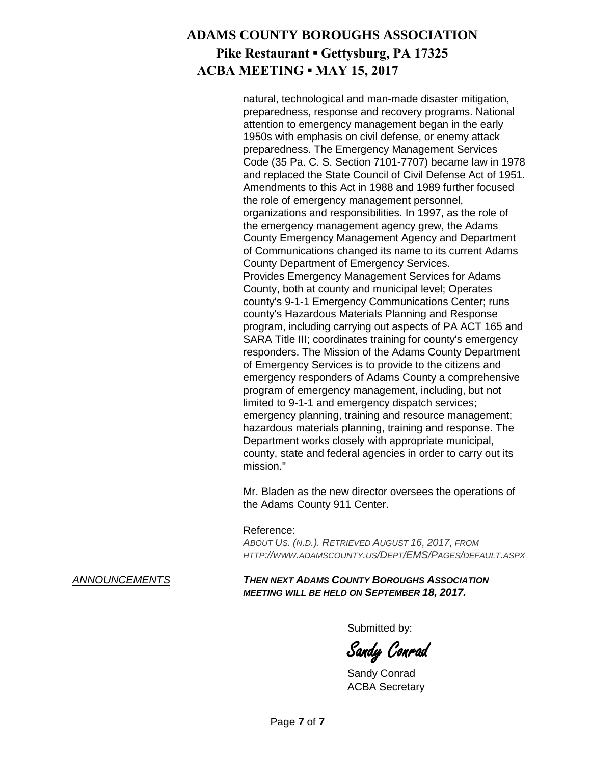natural, technological and man-made disaster mitigation, preparedness, response and recovery programs. National attention to emergency management began in the early 1950s with emphasis on civil defense, or enemy attack preparedness. The Emergency Management Services Code (35 Pa. C. S. Section 7101-7707) became law in 1978 and replaced the State Council of Civil Defense Act of 1951. Amendments to this Act in 1988 and 1989 further focused the role of emergency management personnel, organizations and responsibilities. In 1997, as the role of the emergency management agency grew, the Adams County Emergency Management Agency and Department of Communications changed its name to its current Adams County Department of Emergency Services.
Provides Emergency Management Services for Adams County, both at county and municipal level; Operates county's 9-1-1 Emergency Communications Center; runs county's Hazardous Materials Planning and Response program, including carrying out aspects of PA ACT 165 and SARA Title III; coordinates training for county's emergency responders. The Mission of the Adams County Department of Emergency Services is to provide to the citizens and emergency responders of Adams County a comprehensive program of emergency management, including, but not limited to 9-1-1 and emergency dispatch services; emergency planning, training and resource management; hazardous materials planning, training and response. The Department works closely with appropriate municipal, county, state and federal agencies in order to carry out its mission."

Mr. Bladen as the new director oversees the operations of the Adams County 911 Center.

Reference:
*ABOUT US. (N.D.). RETRIEVED AUGUST 16, 2017, FROM HTTP://WWW.ADAMSCOUNTY.US/DEPT/EMS/PAGES/DEFAULT.ASPX*

*ANNOUNCEMENTS*

***THEN NEXT ADAMS COUNTY BOROUGHS ASSOCIATION MEETING WILL BE HELD ON SEPTEMBER 18, 2017.***

Submitted by:

*Sandy Conrad*

Sandy Conrad
ACBA Secretary